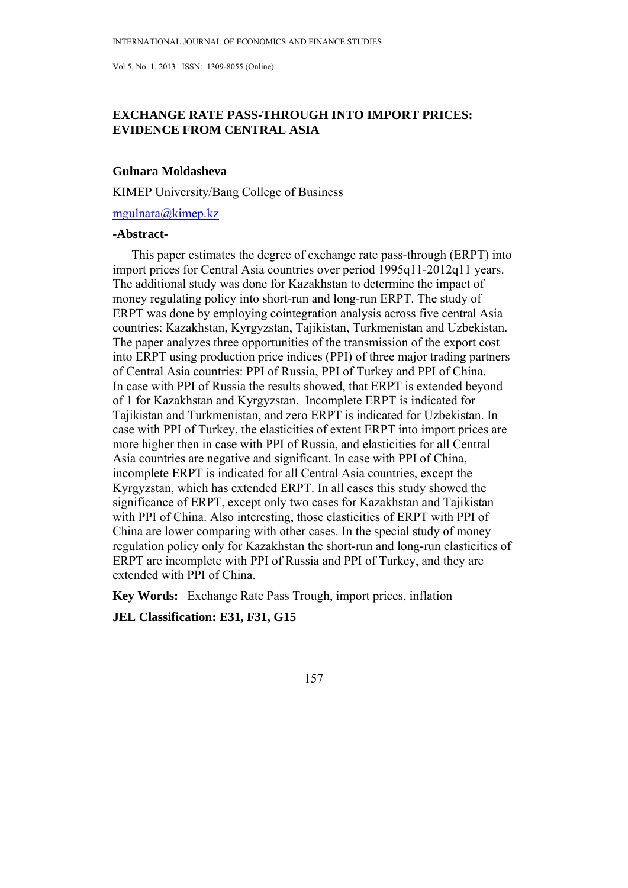# EXCHANGE RATE PASS-THROUGH INTO IMPORT PRICES: EVIDENCE FROM CENTRAL ASIA

**Gulnara Moldasheva**

KIMEP University/Bang College of Business

mgulnara@kimep.kz

**-Abstract-**

This paper estimates the degree of exchange rate pass-through (ERPT) into import prices for Central Asia countries over period 1995q11-2012q11 years. The additional study was done for Kazakhstan to determine the impact of money regulating policy into short-run and long-run ERPT. The study of ERPT was done by employing cointegration analysis across five central Asia countries: Kazakhstan, Kyrgyzstan, Tajikistan, Turkmenistan and Uzbekistan. The paper analyzes three opportunities of the transmission of the export cost into ERPT using production price indices (PPI) of three major trading partners of Central Asia countries: PPI of Russia, PPI of Turkey and PPI of China. In case with PPI of Russia the results showed, that ERPT is extended beyond of 1 for Kazakhstan and Kyrgyzstan. Incomplete ERPT is indicated for Tajikistan and Turkmenistan, and zero ERPT is indicated for Uzbekistan. In case with PPI of Turkey, the elasticities of extent ERPT into import prices are more higher then in case with PPI of Russia, and elasticities for all Central Asia countries are negative and significant. In case with PPI of China, incomplete ERPT is indicated for all Central Asia countries, except the Kyrgyzstan, which has extended ERPT. In all cases this study showed the significance of ERPT, except only two cases for Kazakhstan and Tajikistan with PPI of China. Also interesting, those elasticities of ERPT with PPI of China are lower comparing with other cases. In the special study of money regulation policy only for Kazakhstan the short-run and long-run elasticities of ERPT are incomplete with PPI of Russia and PPI of Turkey, and they are extended with PPI of China.

**Key Words:** Exchange Rate Pass Trough, import prices, inflation

**JEL Classification: E31, F31, G15**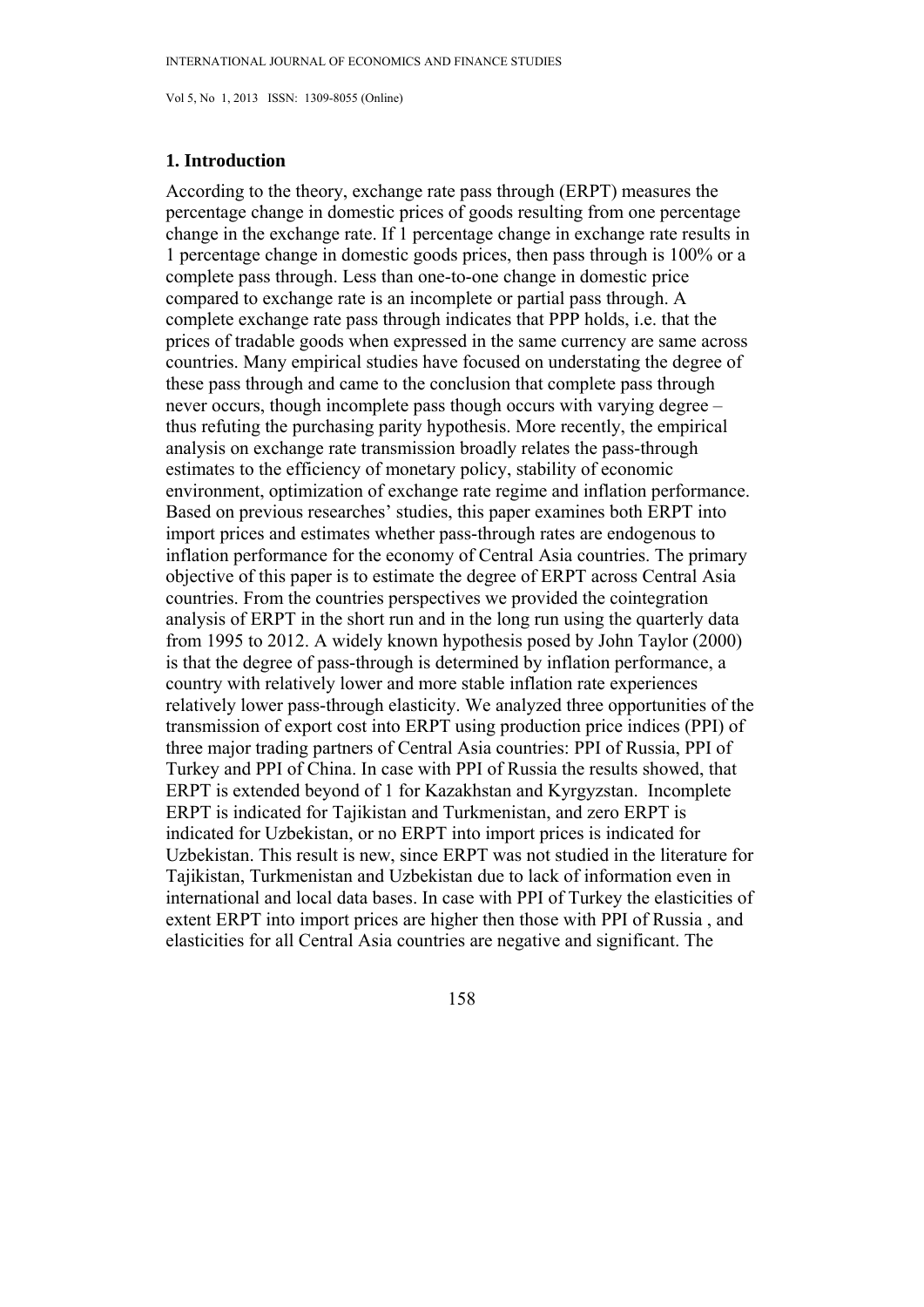## 1. Introduction

According to the theory, exchange rate pass through (ERPT) measures the percentage change in domestic prices of goods resulting from one percentage change in the exchange rate. If 1 percentage change in exchange rate results in 1 percentage change in domestic goods prices, then pass through is 100% or a complete pass through. Less than one-to-one change in domestic price compared to exchange rate is an incomplete or partial pass through. A complete exchange rate pass through indicates that PPP holds, i.e. that the prices of tradable goods when expressed in the same currency are same across countries. Many empirical studies have focused on understating the degree of these pass through and came to the conclusion that complete pass through never occurs, though incomplete pass though occurs with varying degree – thus refuting the purchasing parity hypothesis. More recently, the empirical analysis on exchange rate transmission broadly relates the pass-through estimates to the efficiency of monetary policy, stability of economic environment, optimization of exchange rate regime and inflation performance. Based on previous researches' studies, this paper examines both ERPT into import prices and estimates whether pass-through rates are endogenous to inflation performance for the economy of Central Asia countries. The primary objective of this paper is to estimate the degree of ERPT across Central Asia countries. From the countries perspectives we provided the cointegration analysis of ERPT in the short run and in the long run using the quarterly data from 1995 to 2012. A widely known hypothesis posed by John Taylor (2000) is that the degree of pass-through is determined by inflation performance, a country with relatively lower and more stable inflation rate experiences relatively lower pass-through elasticity. We analyzed three opportunities of the transmission of export cost into ERPT using production price indices (PPI) of three major trading partners of Central Asia countries: PPI of Russia, PPI of Turkey and PPI of China. In case with PPI of Russia the results showed, that ERPT is extended beyond of 1 for Kazakhstan and Kyrgyzstan. Incomplete ERPT is indicated for Tajikistan and Turkmenistan, and zero ERPT is indicated for Uzbekistan, or no ERPT into import prices is indicated for Uzbekistan. This result is new, since ERPT was not studied in the literature for Tajikistan, Turkmenistan and Uzbekistan due to lack of information even in international and local data bases. In case with PPI of Turkey the elasticities of extent ERPT into import prices are higher then those with PPI of Russia , and elasticities for all Central Asia countries are negative and significant. The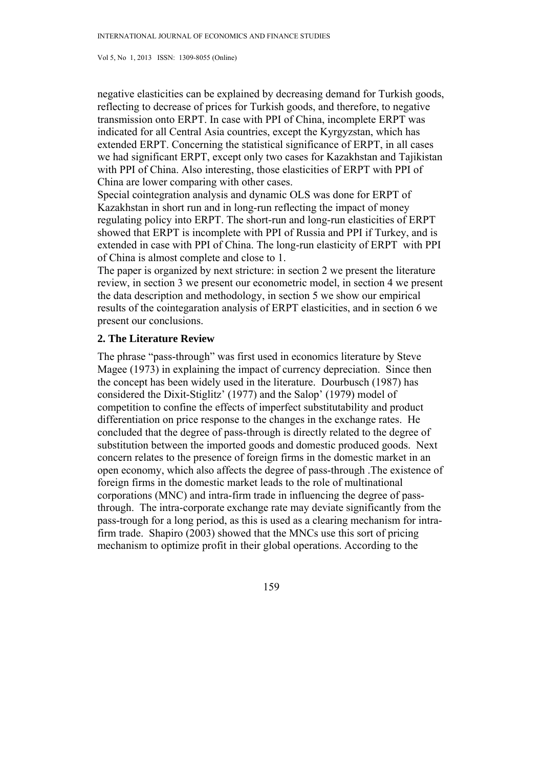negative elasticities can be explained by decreasing demand for Turkish goods, reflecting to decrease of prices for Turkish goods, and therefore, to negative transmission onto ERPT. In case with PPI of China, incomplete ERPT was indicated for all Central Asia countries, except the Kyrgyzstan, which has extended ERPT. Concerning the statistical significance of ERPT, in all cases we had significant ERPT, except only two cases for Kazakhstan and Tajikistan with PPI of China. Also interesting, those elasticities of ERPT with PPI of China are lower comparing with other cases.

Special cointegration analysis and dynamic OLS was done for ERPT of Kazakhstan in short run and in long-run reflecting the impact of money regulating policy into ERPT. The short-run and long-run elasticities of ERPT showed that ERPT is incomplete with PPI of Russia and PPI if Turkey, and is extended in case with PPI of China. The long-run elasticity of ERPT with PPI of China is almost complete and close to 1.

The paper is organized by next stricture: in section 2 we present the literature review, in section 3 we present our econometric model, in section 4 we present the data description and methodology, in section 5 we show our empirical results of the cointegaration analysis of ERPT elasticities, and in section 6 we present our conclusions.

## 2. The Literature Review

The phrase "pass-through" was first used in economics literature by Steve Magee (1973) in explaining the impact of currency depreciation. Since then the concept has been widely used in the literature. Dourbusch (1987) has considered the Dixit-Stiglitz' (1977) and the Salop' (1979) model of competition to confine the effects of imperfect substitutability and product differentiation on price response to the changes in the exchange rates. He concluded that the degree of pass-through is directly related to the degree of substitution between the imported goods and domestic produced goods. Next concern relates to the presence of foreign firms in the domestic market in an open economy, which also affects the degree of pass-through .The existence of foreign firms in the domestic market leads to the role of multinational corporations (MNC) and intra-firm trade in influencing the degree of pass-through. The intra-corporate exchange rate may deviate significantly from the pass-trough for a long period, as this is used as a clearing mechanism for intra-firm trade. Shapiro (2003) showed that the MNCs use this sort of pricing mechanism to optimize profit in their global operations. According to the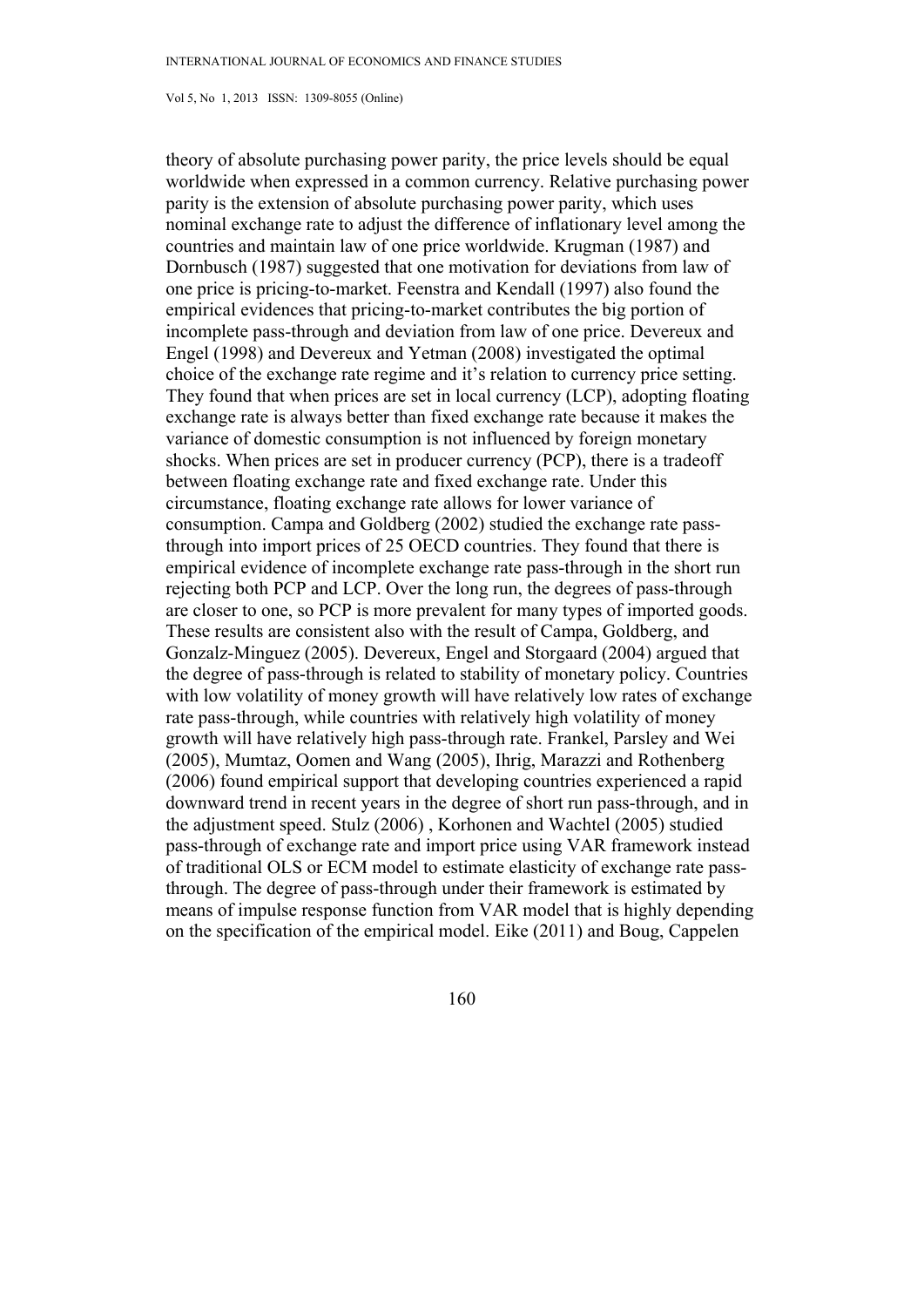theory of absolute purchasing power parity, the price levels should be equal worldwide when expressed in a common currency. Relative purchasing power parity is the extension of absolute purchasing power parity, which uses nominal exchange rate to adjust the difference of inflationary level among the countries and maintain law of one price worldwide. Krugman (1987) and Dornbusch (1987) suggested that one motivation for deviations from law of one price is pricing-to-market. Feenstra and Kendall (1997) also found the empirical evidences that pricing-to-market contributes the big portion of incomplete pass-through and deviation from law of one price. Devereux and Engel (1998) and Devereux and Yetman (2008) investigated the optimal choice of the exchange rate regime and it's relation to currency price setting. They found that when prices are set in local currency (LCP), adopting floating exchange rate is always better than fixed exchange rate because it makes the variance of domestic consumption is not influenced by foreign monetary shocks. When prices are set in producer currency (PCP), there is a tradeoff between floating exchange rate and fixed exchange rate. Under this circumstance, floating exchange rate allows for lower variance of consumption. Campa and Goldberg (2002) studied the exchange rate pass-through into import prices of 25 OECD countries. They found that there is empirical evidence of incomplete exchange rate pass-through in the short run rejecting both PCP and LCP. Over the long run, the degrees of pass-through are closer to one, so PCP is more prevalent for many types of imported goods. These results are consistent also with the result of Campa, Goldberg, and Gonzalz-Minguez (2005). Devereux, Engel and Storgaard (2004) argued that the degree of pass-through is related to stability of monetary policy. Countries with low volatility of money growth will have relatively low rates of exchange rate pass-through, while countries with relatively high volatility of money growth will have relatively high pass-through rate. Frankel, Parsley and Wei (2005), Mumtaz, Oomen and Wang (2005), Ihrig, Marazzi and Rothenberg (2006) found empirical support that developing countries experienced a rapid downward trend in recent years in the degree of short run pass-through, and in the adjustment speed. Stulz (2006) , Korhonen and Wachtel (2005) studied pass-through of exchange rate and import price using VAR framework instead of traditional OLS or ECM model to estimate elasticity of exchange rate pass-through. The degree of pass-through under their framework is estimated by means of impulse response function from VAR model that is highly depending on the specification of the empirical model. Eike (2011) and Boug, Cappelen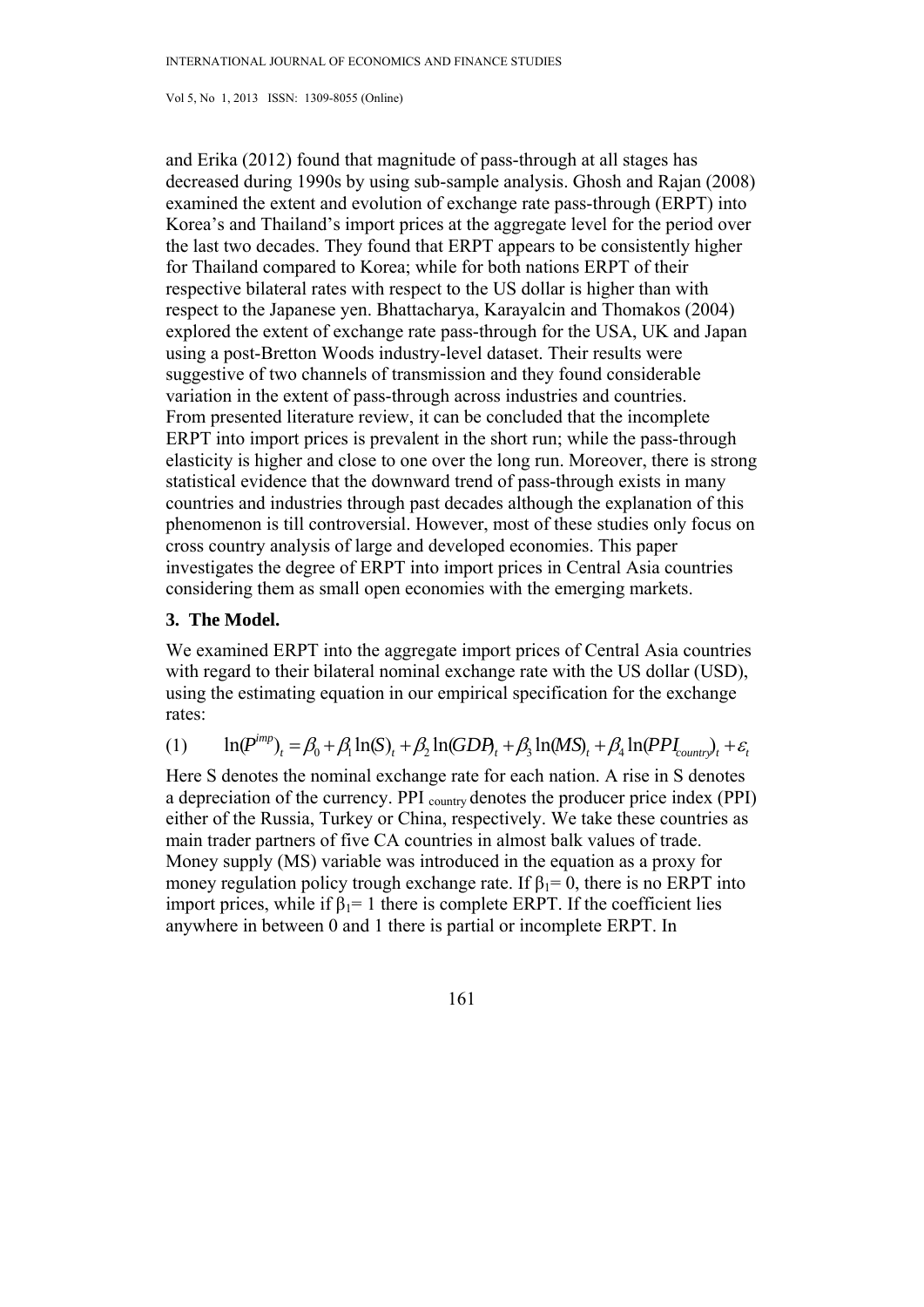and Erika (2012) found that magnitude of pass-through at all stages has decreased during 1990s by using sub-sample analysis. Ghosh and Rajan (2008) examined the extent and evolution of exchange rate pass-through (ERPT) into Korea's and Thailand's import prices at the aggregate level for the period over the last two decades. They found that ERPT appears to be consistently higher for Thailand compared to Korea; while for both nations ERPT of their respective bilateral rates with respect to the US dollar is higher than with respect to the Japanese yen. Bhattacharya, Karayalcin and Thomakos (2004) explored the extent of exchange rate pass-through for the USA, UK and Japan using a post-Bretton Woods industry-level dataset. Their results were suggestive of two channels of transmission and they found considerable variation in the extent of pass-through across industries and countries. From presented literature review, it can be concluded that the incomplete ERPT into import prices is prevalent in the short run; while the pass-through elasticity is higher and close to one over the long run. Moreover, there is strong statistical evidence that the downward trend of pass-through exists in many countries and industries through past decades although the explanation of this phenomenon is till controversial. However, most of these studies only focus on cross country analysis of large and developed economies. This paper investigates the degree of ERPT into import prices in Central Asia countries considering them as small open economies with the emerging markets.

## 3. The Model.

We examined ERPT into the aggregate import prices of Central Asia countries with regard to their bilateral nominal exchange rate with the US dollar (USD), using the estimating equation in our empirical specification for the exchange rates:

$$\ln(P^{imp})_t = \beta_0 + \beta_1 \ln(S)_t + \beta_2 \ln(GDP)_t + \beta_3 \ln(MS)_t + \beta_4 \ln(PPI_{country})_t + \varepsilon_t \quad (1)$$

Here S denotes the nominal exchange rate for each nation. A rise in S denotes a depreciation of the currency. $PPI_{country}$ denotes the producer price index (PPI) either of the Russia, Turkey or China, respectively. We take these countries as main trader partners of five CA countries in almost balk values of trade. Money supply (MS) variable was introduced in the equation as a proxy for money regulation policy trough exchange rate. If $\beta_1 = 0$, there is no ERPT into import prices, while if $\beta_1 = 1$ there is complete ERPT. If the coefficient lies anywhere in between 0 and 1 there is partial or incomplete ERPT. In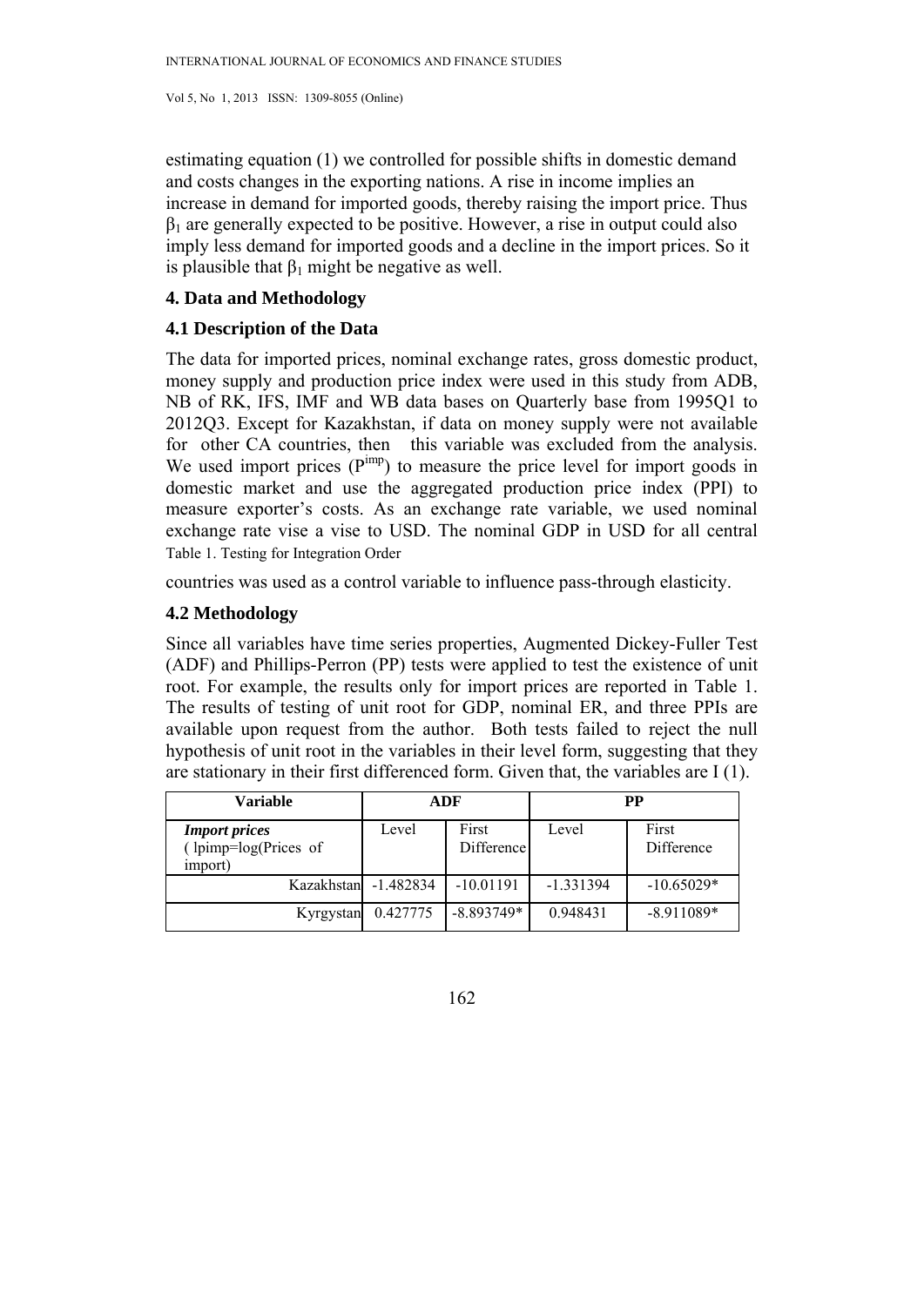estimating equation (1) we controlled for possible shifts in domestic demand and costs changes in the exporting nations. A rise in income implies an increase in demand for imported goods, thereby raising the import price. Thus $\beta_1$ are generally expected to be positive. However, a rise in output could also imply less demand for imported goods and a decline in the import prices. So it is plausible that $\beta_1$ might be negative as well.

## 4. Data and Methodology

### 4.1 Description of the Data

The data for imported prices, nominal exchange rates, gross domestic product, money supply and production price index were used in this study from ADB, NB of RK, IFS, IMF and WB data bases on Quarterly base from 1995Q1 to 2012Q3. Except for Kazakhstan, if data on money supply were not available for other CA countries, then this variable was excluded from the analysis. We used import prices ($P^{imp}$) to measure the price level for import goods in domestic market and use the aggregated production price index (PPI) to measure exporter's costs. As an exchange rate variable, we used nominal exchange rate vise a vise to USD. The nominal GDP in USD for all central countries was used as a control variable to influence pass-through elasticity.

### 4.2 Methodology

Since all variables have time series properties, Augmented Dickey-Fuller Test (ADF) and Phillips-Perron (PP) tests were applied to test the existence of unit root. For example, the results only for import prices are reported in Table 1. The results of testing of unit root for GDP, nominal ER, and three PPIs are available upon request from the author. Both tests failed to reject the null hypothesis of unit root in the variables in their level form, suggesting that they are stationary in their first differenced form. Given that, the variables are I (1).

Table 1. Testing for Integration Order

| Variable | ADF | | PP | |
|---|---|---|---|---|
| ***Import prices*** ( lpimp=log(Prices of import) | Level | First Difference | Level | First Difference |
| Kazakhstan | -1.482834 | -10.01191 | -1.331394 | -10.65029* |
| Kyrgystan | 0.427775 | -8.893749* | 0.948431 | -8.911089* |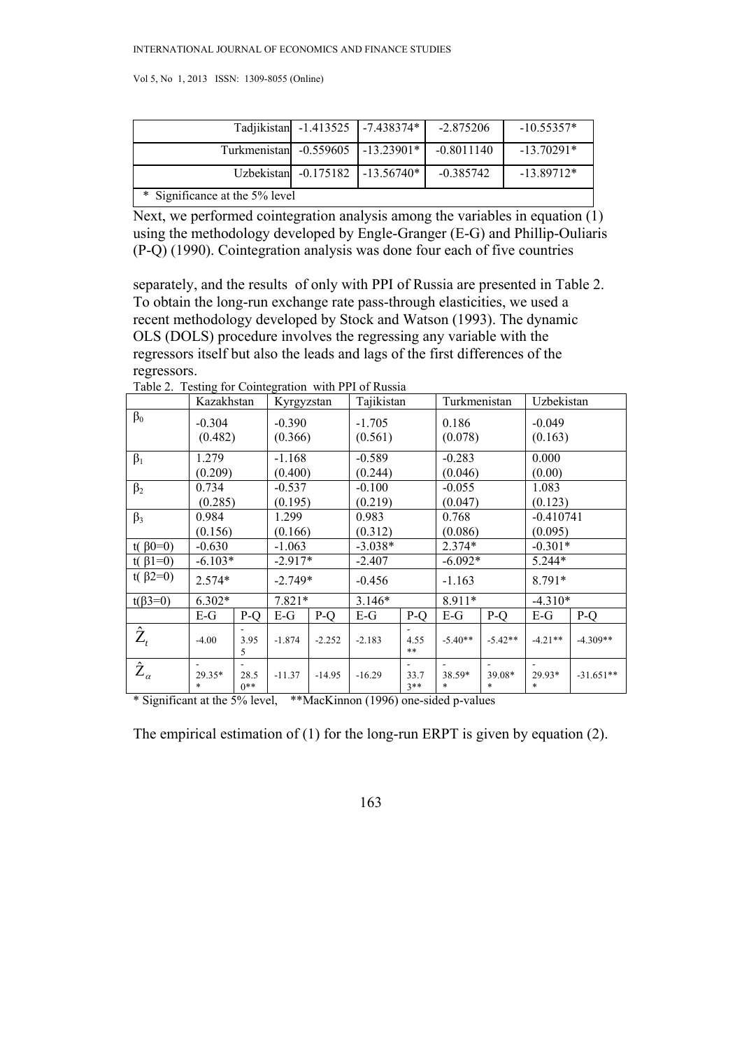| | | | | |
|---|---|---|---|---|
| Tadjikistan | -1.413525 | -7.438374* | -2.875206 | -10.55357* |
| Turkmenistan | -0.559605 | -13.23901* | -0.8011140 | -13.70291* |
| Uzbekistan | -0.175182 | -13.56740* | -0.385742 | -13.89712* |
| * Significance at the 5% level | | | | |

Next, we performed cointegration analysis among the variables in equation (1) using the methodology developed by Engle-Granger (E-G) and Phillip-Ouliaris (P-Q) (1990). Cointegration analysis was done four each of five countries

separately, and the results of only with PPI of Russia are presented in Table 2. To obtain the long-run exchange rate pass-through elasticities, we used a recent methodology developed by Stock and Watson (1993). The dynamic OLS (DOLS) procedure involves the regressing any variable with the regressors itself but also the leads and lags of the first differences of the regressors.

Table 2. Testing for Cointegration with PPI of Russia

| | Kazakhstan | | Kyrgyzstan | | Tajikistan | | Turkmenistan | | Uzbekistan | |
|---|---|---|---|---|---|---|---|---|---|---|
| $\beta_0$ | -0.304 (0.482) | | -0.390 (0.366) | | -1.705 (0.561) | | 0.186 (0.078) | | -0.049 (0.163) | |
| $\beta_1$ | 1.279 (0.209) | | -1.168 (0.400) | | -0.589 (0.244) | | -0.283 (0.046) | | 0.000 (0.00) | |
| $\beta_2$ | 0.734 (0.285) | | -0.537 (0.195) | | -0.100 (0.219) | | -0.055 (0.047) | | 1.083 (0.123) | |
| $\beta_3$ | 0.984 (0.156) | | 1.299 (0.166) | | 0.983 (0.312) | | 0.768 (0.086) | | -0.410741 (0.095) | |
| $t(\beta_0=0)$ | -0.630 | | -1.063 | | -3.038* | | 2.374* | | -0.301* | |
| $t(\beta_1=0)$ | -6.103* | | -2.917* | | -2.407 | | -6.092* | | 5.244* | |
| $t(\beta_2=0)$ | 2.574* | | -2.749* | | -0.456 | | -1.163 | | 8.791* | |
| $t(\beta_3=0)$ | 6.302* | | 7.821* | | 3.146* | | 8.911* | | -4.310* | |
| | E-G | P-Q | E-G | P-Q | E-G | P-Q | E-G | P-Q | E-G | P-Q |
| $\hat{Z}_t$ | -4.00 | -3.955 | -1.874 | -2.252 | -2.183 | -4.55** | -5.40** | -5.42** | -4.21** | -4.309** |
| $\hat{Z}_\alpha$ | -29.35** | -28.50** | -11.37 | -14.95 | -16.29 | -33.73** | -38.59** | -39.08** | -29.93** | -31.651** |

\* Significant at the 5% level, \*\*MacKinnon (1996) one-sided p-values

The empirical estimation of (1) for the long-run ERPT is given by equation (2).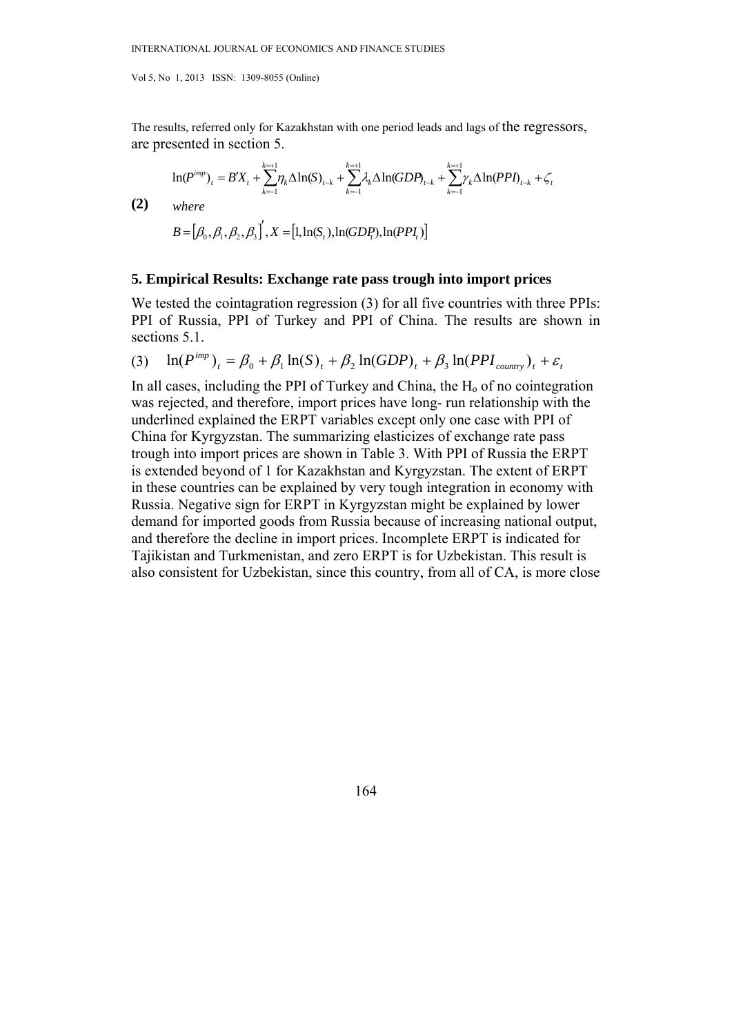The results, referred only for Kazakhstan with one period leads and lags of the regressors, are presented in section 5.

**(2)**

$$\ln(P^{imp})_t = B'X_t + \sum_{k=-1}^{k=+1} \eta_k \Delta \ln(S)_{t-k} + \sum_{k=-1}^{k=+1} \lambda_k \Delta \ln(GDP)_{t-k} + \sum_{k=-1}^{k=+1} \gamma_k \Delta \ln(PPI)_{t-k} + \zeta_t$$

*where*

$$B = [\beta_0, \beta_1, \beta_2, \beta_3]', X = [1, \ln(S_t), \ln(GDP_t), \ln(PPI_t)]$$

## 5. Empirical Results: Exchange rate pass trough into import prices

We tested the cointagration regression (3) for all five countries with three PPIs: PPI of Russia, PPI of Turkey and PPI of China. The results are shown in sections 5.1.

(3) $$\ln(P^{imp})_t = \beta_0 + \beta_1 \ln(S)_t + \beta_2 \ln(GDP)_t + \beta_3 \ln(PPI_{country})_t + \varepsilon_t$$

In all cases, including the PPI of Turkey and China, the $H_o$ of no cointegration was rejected, and therefore, import prices have long- run relationship with the underlined explained the ERPT variables except only one case with PPI of China for Kyrgyzstan. The summarizing elasticizes of exchange rate pass trough into import prices are shown in Table 3. With PPI of Russia the ERPT is extended beyond of 1 for Kazakhstan and Kyrgyzstan. The extent of ERPT in these countries can be explained by very tough integration in economy with Russia. Negative sign for ERPT in Kyrgyzstan might be explained by lower demand for imported goods from Russia because of increasing national output, and therefore the decline in import prices. Incomplete ERPT is indicated for Tajikistan and Turkmenistan, and zero ERPT is for Uzbekistan. This result is also consistent for Uzbekistan, since this country, from all of CA, is more close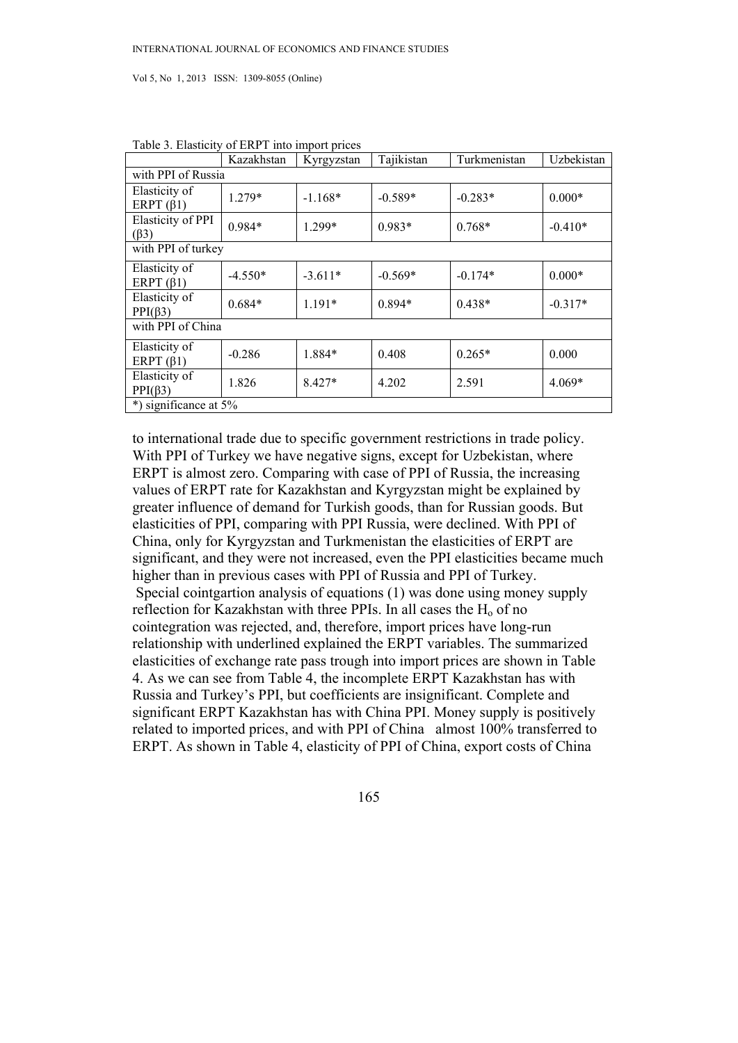Table 3. Elasticity of ERPT into import prices

| | Kazakhstan | Kyrgyzstan | Tajikistan | Turkmenistan | Uzbekistan |
|---|---|---|---|---|---|
| with PPI of Russia | | | | | |
| Elasticity of ERPT ($\beta1$) | 1.279* | -1.168* | -0.589* | -0.283* | 0.000* |
| Elasticity of PPI ($\beta3$) | 0.984* | 1.299* | 0.983* | 0.768* | -0.410* |
| with PPI of turkey | | | | | |
| Elasticity of ERPT ($\beta1$) | -4.550* | -3.611* | -0.569* | -0.174* | 0.000* |
| Elasticity of PPI($\beta3$) | 0.684* | 1.191* | 0.894* | 0.438* | -0.317* |
| with PPI of China | | | | | |
| Elasticity of ERPT ($\beta1$) | -0.286 | 1.884* | 0.408 | 0.265* | 0.000 |
| Elasticity of PPI($\beta3$) | 1.826 | 8.427* | 4.202 | 2.591 | 4.069* |
| *) significance at 5% | | | | | |

to international trade due to specific government restrictions in trade policy. With PPI of Turkey we have negative signs, except for Uzbekistan, where ERPT is almost zero. Comparing with case of PPI of Russia, the increasing values of ERPT rate for Kazakhstan and Kyrgyzstan might be explained by greater influence of demand for Turkish goods, than for Russian goods. But elasticities of PPI, comparing with PPI Russia, were declined. With PPI of China, only for Kyrgyzstan and Turkmenistan the elasticities of ERPT are significant, and they were not increased, even the PPI elasticities became much higher than in previous cases with PPI of Russia and PPI of Turkey.

Special cointgartion analysis of equations (1) was done using money supply reflection for Kazakhstan with three PPIs. In all cases the $H_o$ of no cointegration was rejected, and, therefore, import prices have long-run relationship with underlined explained the ERPT variables. The summarized elasticities of exchange rate pass trough into import prices are shown in Table 4. As we can see from Table 4, the incomplete ERPT Kazakhstan has with Russia and Turkey's PPI, but coefficients are insignificant. Complete and significant ERPT Kazakhstan has with China PPI. Money supply is positively related to imported prices, and with PPI of China almost 100% transferred to ERPT. As shown in Table 4, elasticity of PPI of China, export costs of China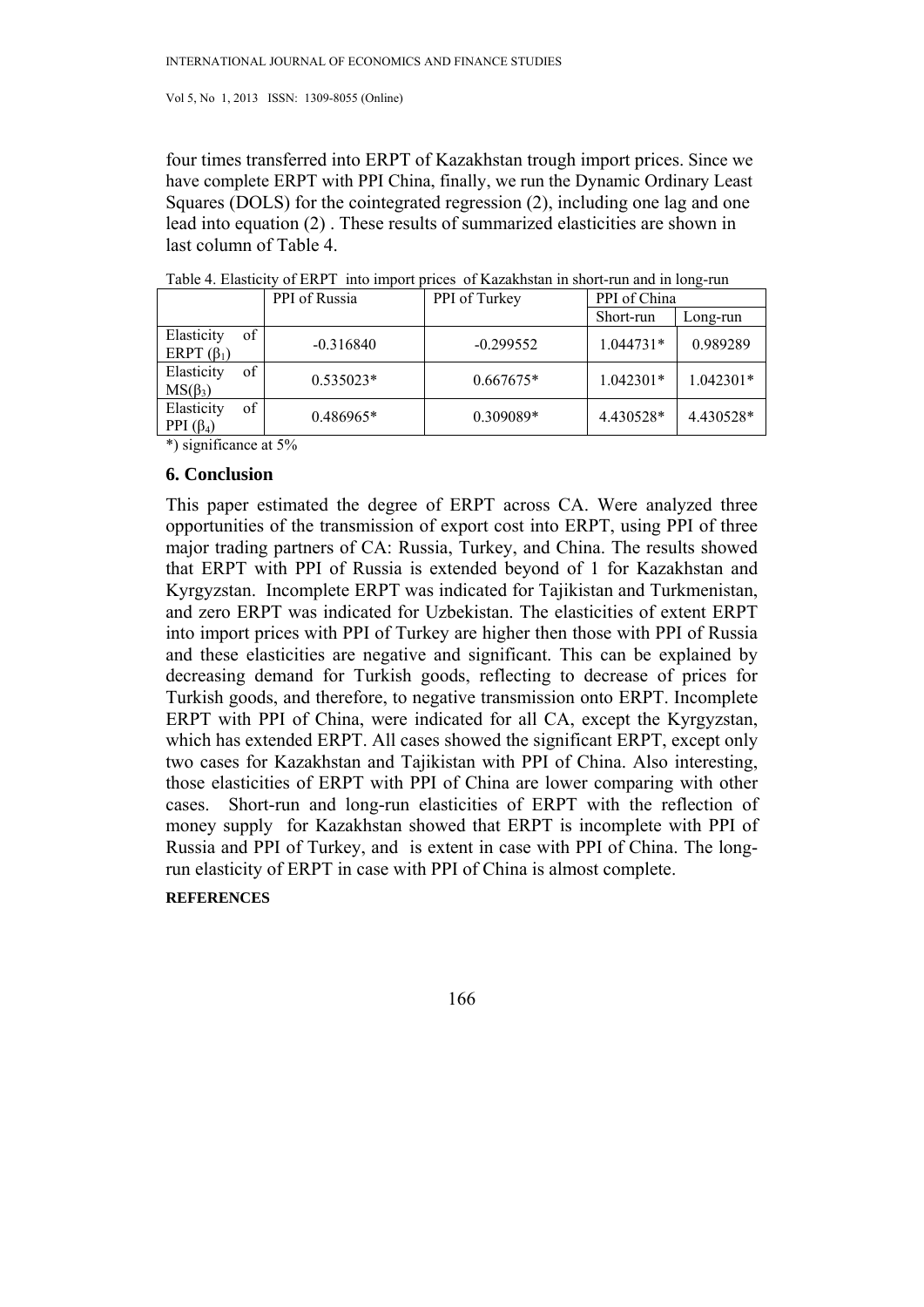four times transferred into ERPT of Kazakhstan trough import prices. Since we have complete ERPT with PPI China, finally, we run the Dynamic Ordinary Least Squares (DOLS) for the cointegrated regression (2), including one lag and one lead into equation (2) . These results of summarized elasticities are shown in last column of Table 4.

Table 4. Elasticity of ERPT into import prices of Kazakhstan in short-run and in long-run

| | PPI of Russia | PPI of Turkey | PPI of China | |
|---|---|---|---|---|
| | | | Short-run | Long-run |
| Elasticity of ERPT ($\beta_1$) | -0.316840 | -0.299552 | 1.044731* | 0.989289 |
| Elasticity of MS($\beta_3$) | 0.535023* | 0.667675* | 1.042301* | 1.042301* |
| Elasticity of PPI ($\beta_4$) | 0.486965* | 0.309089* | 4.430528* | 4.430528* |

*) significance at 5%

## 6. Conclusion

This paper estimated the degree of ERPT across CA. Were analyzed three opportunities of the transmission of export cost into ERPT, using PPI of three major trading partners of CA: Russia, Turkey, and China. The results showed that ERPT with PPI of Russia is extended beyond of 1 for Kazakhstan and Kyrgyzstan. Incomplete ERPT was indicated for Tajikistan and Turkmenistan, and zero ERPT was indicated for Uzbekistan. The elasticities of extent ERPT into import prices with PPI of Turkey are higher then those with PPI of Russia and these elasticities are negative and significant. This can be explained by decreasing demand for Turkish goods, reflecting to decrease of prices for Turkish goods, and therefore, to negative transmission onto ERPT. Incomplete ERPT with PPI of China, were indicated for all CA, except the Kyrgyzstan, which has extended ERPT. All cases showed the significant ERPT, except only two cases for Kazakhstan and Tajikistan with PPI of China. Also interesting, those elasticities of ERPT with PPI of China are lower comparing with other cases. Short-run and long-run elasticities of ERPT with the reflection of money supply for Kazakhstan showed that ERPT is incomplete with PPI of Russia and PPI of Turkey, and is extent in case with PPI of China. The long-run elasticity of ERPT in case with PPI of China is almost complete.

**REFERENCES**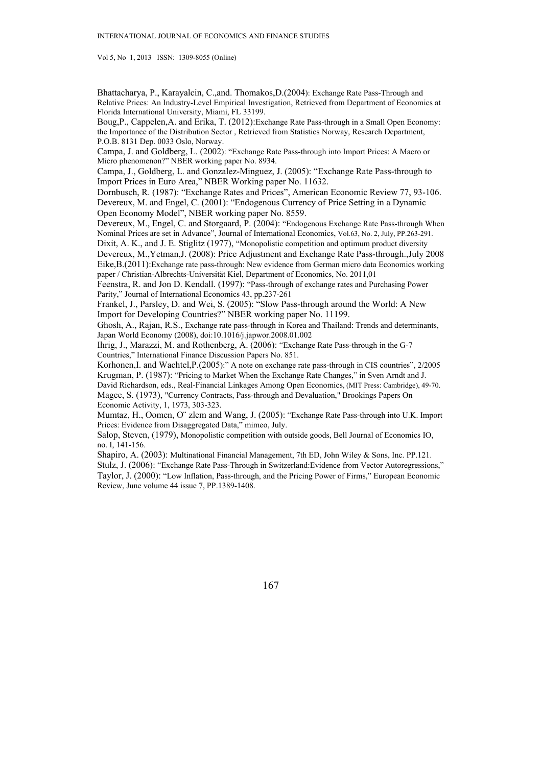Bhattacharya, P., Karayalcin, C.,and. Thomakos,D.(2004): Exchange Rate Pass-Through and Relative Prices: An Industry-Level Empirical Investigation, Retrieved from Department of Economics at Florida International University, Miami, FL 33199.

Boug,P., Cappelen,A. and Erika, T. (2012):Exchange Rate Pass-through in a Small Open Economy: the Importance of the Distribution Sector , Retrieved from Statistics Norway, Research Department, P.O.B. 8131 Dep. 0033 Oslo, Norway.

Campa, J. and Goldberg, L. (2002): "Exchange Rate Pass-through into Import Prices: A Macro or Micro phenomenon?" NBER working paper No. 8934.

Campa, J., Goldberg, L. and Gonzalez-Minguez, J. (2005): "Exchange Rate Pass-through to Import Prices in Euro Area," NBER Working paper No. 11632.

Dornbusch, R. (1987): "Exchange Rates and Prices", American Economic Review 77, 93-106.

Devereux, M. and Engel, C. (2001): "Endogenous Currency of Price Setting in a Dynamic Open Economy Model", NBER working paper No. 8559.

Devereux, M., Engel, C. and Storgaard, P. (2004): "Endogenous Exchange Rate Pass-through When Nominal Prices are set in Advance", Journal of International Economics, Vol.63, No. 2, July, PP.263-291.

Dixit, A. K., and J. E. Stiglitz (1977), "Monopolistic competition and optimum product diversity

Devereux, M.,Yetman,J. (2008): Price Adjustment and Exchange Rate Pass-through.,July 2008

Eike,B.(2011):Exchange rate pass-through: New evidence from German micro data Economics working paper / Christian-Albrechts-Universität Kiel, Department of Economics, No. 2011,01

Feenstra, R. and Jon D. Kendall. (1997): "Pass-through of exchange rates and Purchasing Power Parity," Journal of International Economics 43, pp.237-261

Frankel, J., Parsley, D. and Wei, S. (2005): "Slow Pass-through around the World: A New Import for Developing Countries?" NBER working paper No. 11199.

Ghosh, A., Rajan, R.S., Exchange rate pass-through in Korea and Thailand: Trends and determinants, Japan World Economy (2008), doi:10.1016/j.japwor.2008.01.002

Ihrig, J., Marazzi, M. and Rothenberg, A. (2006): "Exchange Rate Pass-through in the G-7 Countries," International Finance Discussion Papers No. 851.

Korhonen,I. and Wachtel,P.(2005):" A note on exchange rate pass-through in CIS countries", 2/2005

Krugman, P. (1987): "Pricing to Market When the Exchange Rate Changes," in Sven Arndt and J. David Richardson, eds., Real-Financial Linkages Among Open Economics, (MIT Press: Cambridge), 49-70.

Magee, S. (1973), "Currency Contracts, Pass-through and Devaluation," Brookings Papers On Economic Activity, 1, 1973, 303-323.

Mumtaz, H., Oomen, O¨ zlem and Wang, J. (2005): "Exchange Rate Pass-through into U.K. Import Prices: Evidence from Disaggregated Data," mimeo, July.

Salop, Steven, (1979), Monopolistic competition with outside goods, Bell Journal of Economics IO, no. I, 141-156.

Shapiro, A. (2003): Multinational Financial Management, 7th ED, John Wiley & Sons, Inc. PP.121.

Stulz, J. (2006): "Exchange Rate Pass-Through in Switzerland:Evidence from Vector Autoregressions,"

Taylor, J. (2000): "Low Inflation, Pass-through, and the Pricing Power of Firms," European Economic Review, June volume 44 issue 7, PP.1389-1408.